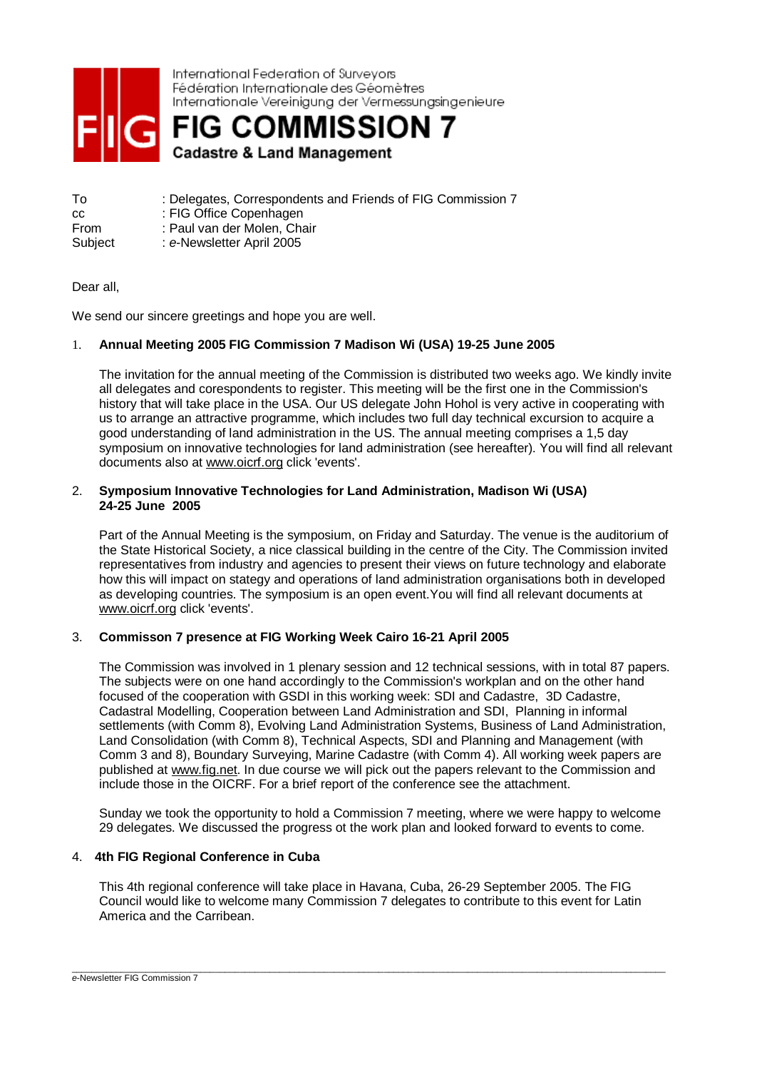International Federation of Surveyors
Fédération Internationale des Géomètres
Internationale Vereinigung der Vermessungsingenieure

# FIG COMMISSION 7

**Cadastre & Land Management**

To : Delegates, Correspondents and Friends of FIG Commission 7
cc : FIG Office Copenhagen
From : Paul van der Molen, Chair
Subject : *e*-Newsletter April 2005

Dear all,

We send our sincere greetings and hope you are well.

1. **Annual Meeting 2005 FIG Commission 7 Madison Wi (USA) 19-25 June 2005**

   The invitation for the annual meeting of the Commission is distributed two weeks ago. We kindly invite all delegates and corespondents to register. This meeting will be the first one in the Commission's history that will take place in the USA. Our US delegate John Hohol is very active in cooperating with us to arrange an attractive programme, which includes two full day technical excursion to acquire a good understanding of land administration in the US. The annual meeting comprises a 1,5 day symposium on innovative technologies for land administration (see hereafter). You will find all relevant documents also at www.oicrf.org click 'events'.

2. **Symposium Innovative Technologies for Land Administration, Madison Wi (USA) 24-25 June 2005**

   Part of the Annual Meeting is the symposium, on Friday and Saturday. The venue is the auditorium of the State Historical Society, a nice classical building in the centre of the City. The Commission invited representatives from industry and agencies to present their views on future technology and elaborate how this will impact on stategy and operations of land administration organisations both in developed as developing countries. The symposium is an open event.You will find all relevant documents at www.oicrf.org click 'events'.

3. **Commisson 7 presence at FIG Working Week Cairo 16-21 April 2005**

   The Commission was involved in 1 plenary session and 12 technical sessions, with in total 87 papers. The subjects were on one hand accordingly to the Commission's workplan and on the other hand focused of the cooperation with GSDI in this working week: SDI and Cadastre, 3D Cadastre, Cadastral Modelling, Cooperation between Land Administration and SDI, Planning in informal settlements (with Comm 8), Evolving Land Administration Systems, Business of Land Administration, Land Consolidation (with Comm 8), Technical Aspects, SDI and Planning and Management (with Comm 3 and 8), Boundary Surveying, Marine Cadastre (with Comm 4). All working week papers are published at www.fig.net. In due course we will pick out the papers relevant to the Commission and include those in the OICRF. For a brief report of the conference see the attachment.

   Sunday we took the opportunity to hold a Commission 7 meeting, where we were happy to welcome 29 delegates. We discussed the progress ot the work plan and looked forward to events to come.

4. **4th FIG Regional Conference in Cuba**

   This 4th regional conference will take place in Havana, Cuba, 26-29 September 2005. The FIG Council would like to welcome many Commission 7 delegates to contribute to this event for Latin America and the Carribean.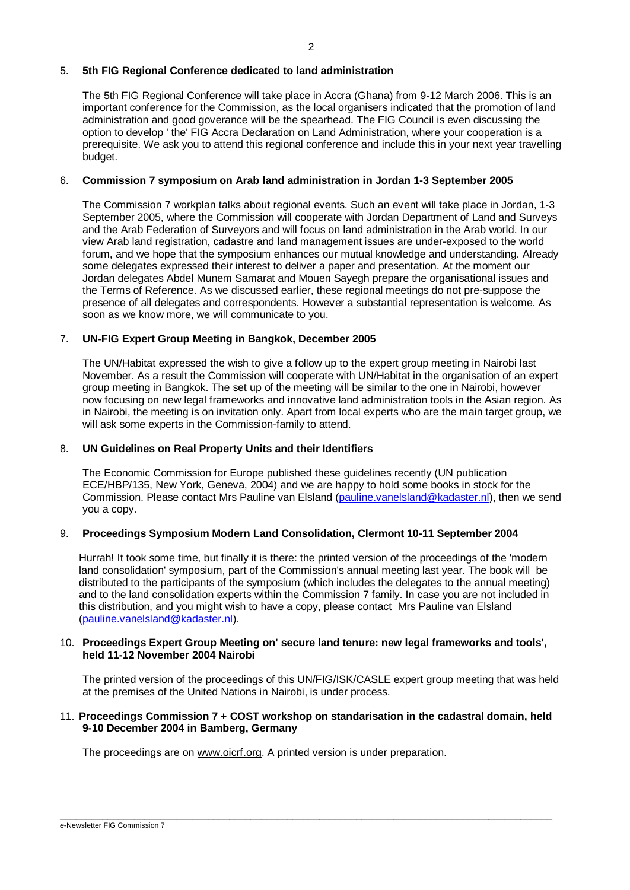5. **5th FIG Regional Conference dedicated to land administration**

   The 5th FIG Regional Conference will take place in Accra (Ghana) from 9-12 March 2006. This is an important conference for the Commission, as the local organisers indicated that the promotion of land administration and good goverance will be the spearhead. The FIG Council is even discussing the option to develop ' the' FIG Accra Declaration on Land Administration, where your cooperation is a prerequisite. We ask you to attend this regional conference and include this in your next year travelling budget.

6. **Commission 7 symposium on Arab land administration in Jordan 1-3 September 2005**

   The Commission 7 workplan talks about regional events. Such an event will take place in Jordan, 1-3 September 2005, where the Commission will cooperate with Jordan Department of Land and Surveys and the Arab Federation of Surveyors and will focus on land administration in the Arab world. In our view Arab land registration, cadastre and land management issues are under-exposed to the world forum, and we hope that the symposium enhances our mutual knowledge and understanding. Already some delegates expressed their interest to deliver a paper and presentation. At the moment our Jordan delegates Abdel Munem Samarat and Mouen Sayegh prepare the organisational issues and the Terms of Reference. As we discussed earlier, these regional meetings do not pre-suppose the presence of all delegates and correspondents. However a substantial representation is welcome. As soon as we know more, we will communicate to you.

7. **UN-FIG Expert Group Meeting in Bangkok, December 2005**

   The UN/Habitat expressed the wish to give a follow up to the expert group meeting in Nairobi last November. As a result the Commission will cooperate with UN/Habitat in the organisation of an expert group meeting in Bangkok. The set up of the meeting will be similar to the one in Nairobi, however now focusing on new legal frameworks and innovative land administration tools in the Asian region. As in Nairobi, the meeting is on invitation only. Apart from local experts who are the main target group, we will ask some experts in the Commission-family to attend.

8. **UN Guidelines on Real Property Units and their Identifiers**

   The Economic Commission for Europe published these guidelines recently (UN publication ECE/HBP/135, New York, Geneva, 2004) and we are happy to hold some books in stock for the Commission. Please contact Mrs Pauline van Elsland (pauline.vanelsland@kadaster.nl), then we send you a copy.

9. **Proceedings Symposium Modern Land Consolidation, Clermont 10-11 September 2004**

   Hurrah! It took some time, but finally it is there: the printed version of the proceedings of the 'modern land consolidation' symposium, part of the Commission's annual meeting last year. The book will be distributed to the participants of the symposium (which includes the delegates to the annual meeting) and to the land consolidation experts within the Commission 7 family. In case you are not included in this distribution, and you might wish to have a copy, please contact Mrs Pauline van Elsland (pauline.vanelsland@kadaster.nl).

10. **Proceedings Expert Group Meeting on' secure land tenure: new legal frameworks and tools', held 11-12 November 2004 Nairobi**

    The printed version of the proceedings of this UN/FIG/ISK/CASLE expert group meeting that was held at the premises of the United Nations in Nairobi, is under process.

11. **Proceedings Commission 7 + COST workshop on standarisation in the cadastral domain, held 9-10 December 2004 in Bamberg, Germany**

    The proceedings are on www.oicrf.org. A printed version is under preparation.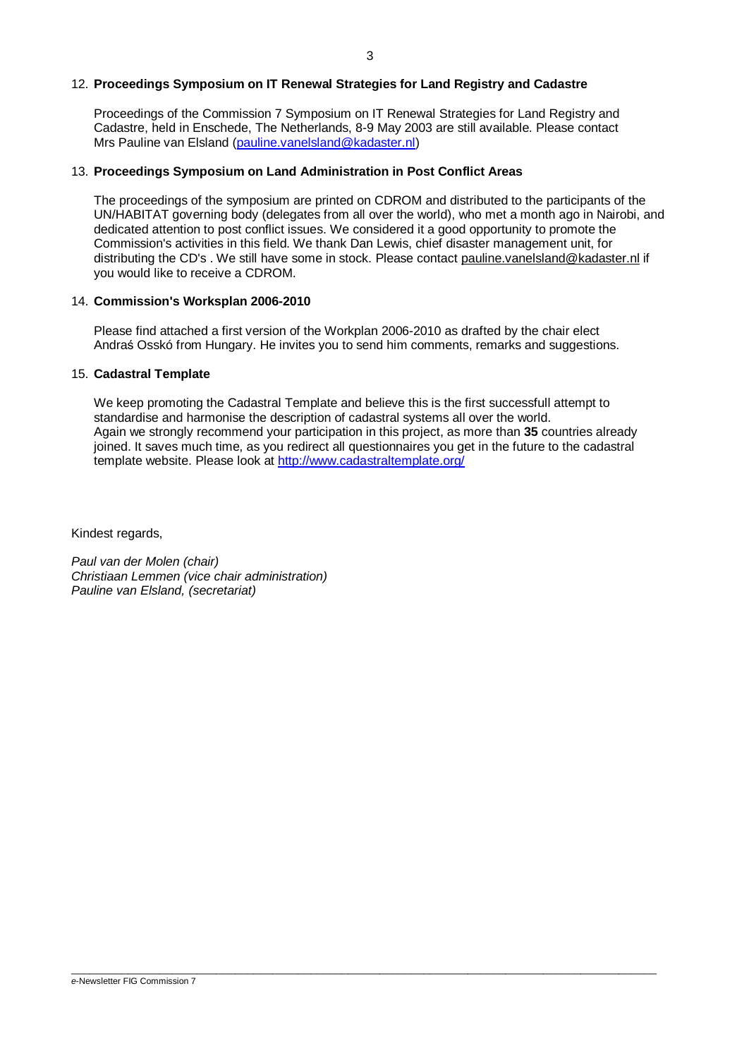12. **Proceedings Symposium on IT Renewal Strategies for Land Registry and Cadastre**

    Proceedings of the Commission 7 Symposium on IT Renewal Strategies for Land Registry and Cadastre, held in Enschede, The Netherlands, 8-9 May 2003 are still available. Please contact Mrs Pauline van Elsland (pauline.vanelsland@kadaster.nl)

13. **Proceedings Symposium on Land Administration in Post Conflict Areas**

    The proceedings of the symposium are printed on CDROM and distributed to the participants of the UN/HABITAT governing body (delegates from all over the world), who met a month ago in Nairobi, and dedicated attention to post conflict issues. We considered it a good opportunity to promote the Commission's activities in this field. We thank Dan Lewis, chief disaster management unit, for distributing the CD's . We still have some in stock. Please contact pauline.vanelsland@kadaster.nl if you would like to receive a CDROM.

14. **Commission's Worksplan 2006-2010**

    Please find attached a first version of the Workplan 2006-2010 as drafted by the chair elect Andraś Osskó from Hungary. He invites you to send him comments, remarks and suggestions.

15. **Cadastral Template**

    We keep promoting the Cadastral Template and believe this is the first successfull attempt to standardise and harmonise the description of cadastral systems all over the world.
    Again we strongly recommend your participation in this project, as more than **35** countries already joined. It saves much time, as you redirect all questionnaires you get in the future to the cadastral template website. Please look at http://www.cadastraltemplate.org/

Kindest regards,

*Paul van der Molen (chair)*
*Christiaan Lemmen (vice chair administration)*
*Pauline van Elsland, (secretariat)*